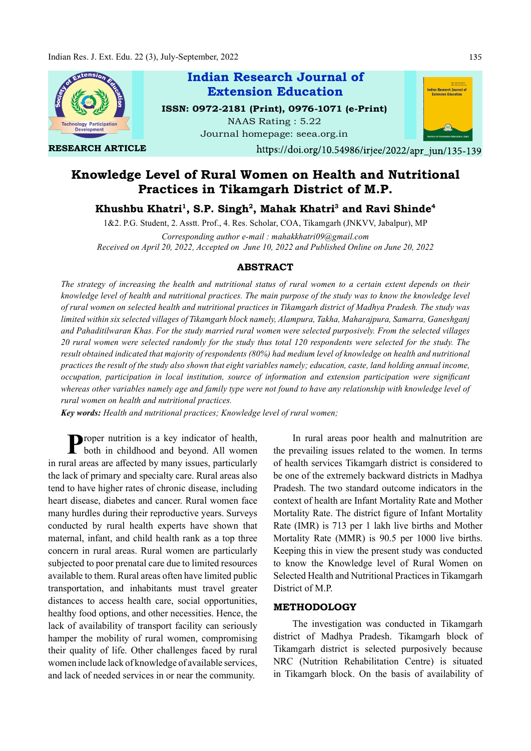RESEARCH ARTICLE

https://doi.org/10.54986/irjee/2022/apr_jun/135-139

# Knowledge Level of Rural Women on Health and Nutritional Practices in Tikamgarh District of M.P.

**Khushbu Khatri[1], S.P. Singh[2], Mahak Khatri[3] and Ravi Shinde[4]**

1&2. P.G. Student, 2. Asstt. Prof., 4. Res. Scholar, COA, Tikamgarh (JNKVV, Jabalpur), MP

*Corresponding author e-mail : mahakkhatri09@gmail.com*

*Received on April 20, 2022, Accepted on June 10, 2022 and Published Online on June 20, 2022*

## ABSTRACT

*The strategy of increasing the health and nutritional status of rural women to a certain extent depends on their knowledge level of health and nutritional practices. The main purpose of the study was to know the knowledge level of rural women on selected health and nutritional practices in Tikamgarh district of Madhya Pradesh. The study was limited within six selected villages of Tikamgarh block namely, Alampura, Takha, Maharajpura, Samarra, Ganeshganj and Pahaditilwaran Khas. For the study married rural women were selected purposively. From the selected villages 20 rural women were selected randomly for the study thus total 120 respondents were selected for the study. The result obtained indicated that majority of respondents (80%) had medium level of knowledge on health and nutritional practices the result of the study also shown that eight variables namely; education, caste, land holding annual income, occupation, participation in local institution, source of information and extension participation were significant whereas other variables namely age and family type were not found to have any relationship with knowledge level of rural women on health and nutritional practices.*

**Key words:** *Health and nutritional practices; Knowledge level of rural women;*

Proper nutrition is a key indicator of health, both in childhood and beyond. All women in rural areas are affected by many issues, particularly the lack of primary and specialty care. Rural areas also tend to have higher rates of chronic disease, including heart disease, diabetes and cancer. Rural women face many hurdles during their reproductive years. Surveys conducted by rural health experts have shown that maternal, infant, and child health rank as a top three concern in rural areas. Rural women are particularly subjected to poor prenatal care due to limited resources available to them. Rural areas often have limited public transportation, and inhabitants must travel greater distances to access health care, social opportunities, healthy food options, and other necessities. Hence, the lack of availability of transport facility can seriously hamper the mobility of rural women, compromising their quality of life. Other challenges faced by rural women include lack of knowledge of available services, and lack of needed services in or near the community.

In rural areas poor health and malnutrition are the prevailing issues related to the women. In terms of health services Tikamgarh district is considered to be one of the extremely backward districts in Madhya Pradesh. The two standard outcome indicators in the context of health are Infant Mortality Rate and Mother Mortality Rate. The district figure of Infant Mortality Rate (IMR) is 713 per 1 lakh live births and Mother Mortality Rate (MMR) is 90.5 per 1000 live births. Keeping this in view the present study was conducted to know the Knowledge level of Rural Women on Selected Health and Nutritional Practices in Tikamgarh District of M.P.

## METHODOLOGY

The investigation was conducted in Tikamgarh district of Madhya Pradesh. Tikamgarh block of Tikamgarh district is selected purposively because NRC (Nutrition Rehabilitation Centre) is situated in Tikamgarh block. On the basis of availability of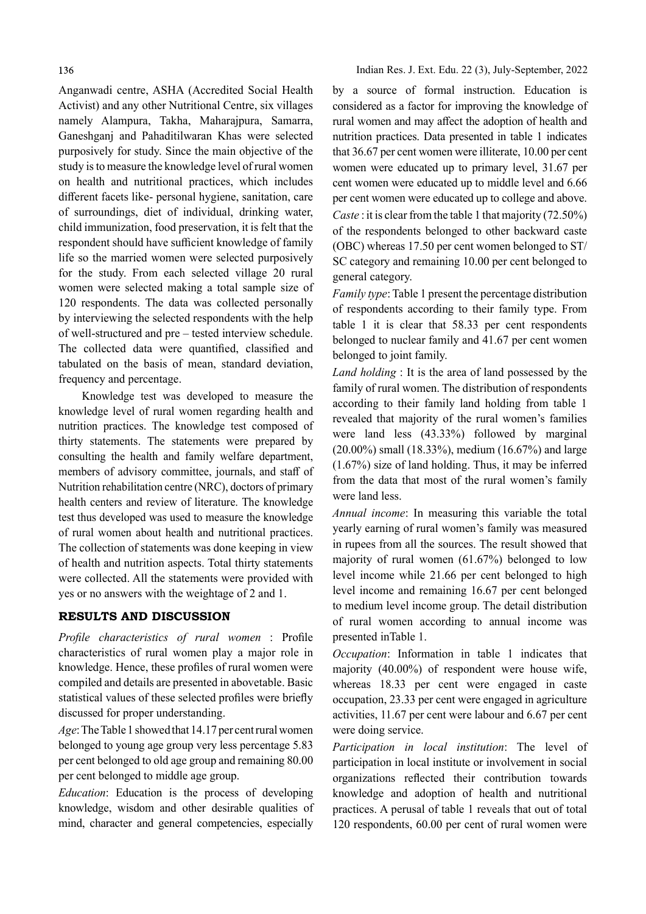Anganwadi centre, ASHA (Accredited Social Health Activist) and any other Nutritional Centre, six villages namely Alampura, Takha, Maharajpura, Samarra, Ganeshganj and Pahaditilwaran Khas were selected purposively for study. Since the main objective of the study is to measure the knowledge level of rural women on health and nutritional practices, which includes different facets like- personal hygiene, sanitation, care of surroundings, diet of individual, drinking water, child immunization, food preservation, it is felt that the respondent should have sufficient knowledge of family life so the married women were selected purposively for the study. From each selected village 20 rural women were selected making a total sample size of 120 respondents. The data was collected personally by interviewing the selected respondents with the help of well-structured and pre – tested interview schedule. The collected data were quantified, classified and tabulated on the basis of mean, standard deviation, frequency and percentage.

Knowledge test was developed to measure the knowledge level of rural women regarding health and nutrition practices. The knowledge test composed of thirty statements. The statements were prepared by consulting the health and family welfare department, members of advisory committee, journals, and staff of Nutrition rehabilitation centre (NRC), doctors of primary health centers and review of literature. The knowledge test thus developed was used to measure the knowledge of rural women about health and nutritional practices. The collection of statements was done keeping in view of health and nutrition aspects. Total thirty statements were collected. All the statements were provided with yes or no answers with the weightage of 2 and 1.

## RESULTS AND DISCUSSION

*Profile characteristics of rural women* : Profile characteristics of rural women play a major role in knowledge. Hence, these profiles of rural women were compiled and details are presented in abovetable. Basic statistical values of these selected profiles were briefly discussed for proper understanding.

*Age*: The Table 1 showed that 14.17 per cent rural women belonged to young age group very less percentage 5.83 per cent belonged to old age group and remaining 80.00 per cent belonged to middle age group.

*Education*: Education is the process of developing knowledge, wisdom and other desirable qualities of mind, character and general competencies, especially by a source of formal instruction. Education is considered as a factor for improving the knowledge of rural women and may affect the adoption of health and nutrition practices. Data presented in table 1 indicates that 36.67 per cent women were illiterate, 10.00 per cent women were educated up to primary level, 31.67 per cent women were educated up to middle level and 6.66 per cent women were educated up to college and above.

*Caste* : it is clear from the table 1 that majority (72.50%) of the respondents belonged to other backward caste (OBC) whereas 17.50 per cent women belonged to ST/SC category and remaining 10.00 per cent belonged to general category.

*Family type*: Table 1 present the percentage distribution of respondents according to their family type. From table 1 it is clear that 58.33 per cent respondents belonged to nuclear family and 41.67 per cent women belonged to joint family.

*Land holding* : It is the area of land possessed by the family of rural women. The distribution of respondents according to their family land holding from table 1 revealed that majority of the rural women's families were land less (43.33%) followed by marginal (20.00%) small (18.33%), medium (16.67%) and large (1.67%) size of land holding. Thus, it may be inferred from the data that most of the rural women's family were land less.

*Annual income*: In measuring this variable the total yearly earning of rural women's family was measured in rupees from all the sources. The result showed that majority of rural women (61.67%) belonged to low level income while 21.66 per cent belonged to high level income and remaining 16.67 per cent belonged to medium level income group. The detail distribution of rural women according to annual income was presented inTable 1.

*Occupation*: Information in table 1 indicates that majority (40.00%) of respondent were house wife, whereas 18.33 per cent were engaged in caste occupation, 23.33 per cent were engaged in agriculture activities, 11.67 per cent were labour and 6.67 per cent were doing service.

*Participation in local institution*: The level of participation in local institute or involvement in social organizations reflected their contribution towards knowledge and adoption of health and nutritional practices. A perusal of table 1 reveals that out of total 120 respondents, 60.00 per cent of rural women were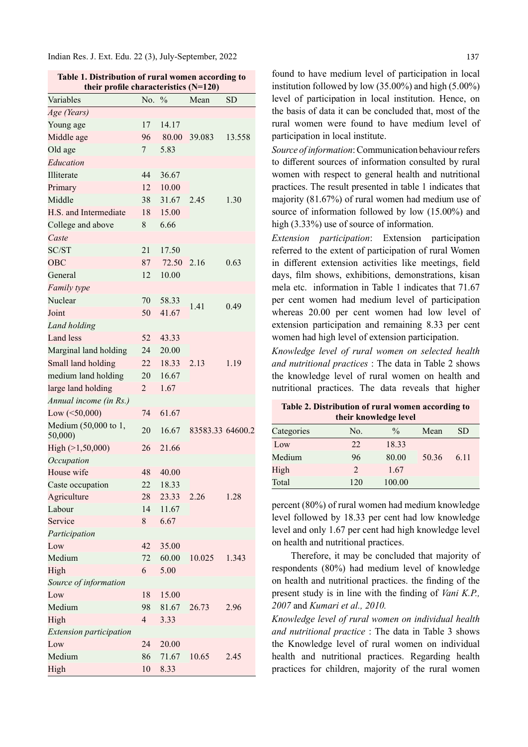**Table 1. Distribution of rural women according to their profile characteristics (N=120)**

| Variables | No. | % | Mean | SD |
|---|---|---|---|---|
| *Age (Years)* | | | | |
| Young age | 17 | 14.17 | | |
| Middle age | 96 | 80.00 | 39.083 | 13.558 |
| Old age | 7 | 5.83 | | |
| *Education* | | | | |
| Illiterate | 44 | 36.67 | | |
| Primary | 12 | 10.00 | | |
| Middle | 38 | 31.67 | 2.45 | 1.30 |
| H.S. and Intermediate | 18 | 15.00 | | |
| College and above | 8 | 6.66 | | |
| *Caste* | | | | |
| SC/ST | 21 | 17.50 | | |
| OBC | 87 | 72.50 | 2.16 | 0.63 |
| General | 12 | 10.00 | | |
| *Family type* | | | | |
| Nuclear | 70 | 58.33 | 1.41 | 0.49 |
| Joint | 50 | 41.67 | | |
| *Land holding* | | | | |
| Land less | 52 | 43.33 | | |
| Marginal land holding | 24 | 20.00 | | |
| Small land holding | 22 | 18.33 | 2.13 | 1.19 |
| medium land holding | 20 | 16.67 | | |
| large land holding | 2 | 1.67 | | |
| *Annual income (in Rs.)* | | | | |
| Low (<50,000) | 74 | 61.67 | | |
| Medium (50,000 to 1, 50,000) | 20 | 16.67 | 83583.33 | 64600.2 |
| High (>1,50,000) | 26 | 21.66 | | |
| *Occupation* | | | | |
| House wife | 48 | 40.00 | | |
| Caste occupation | 22 | 18.33 | | |
| Agriculture | 28 | 23.33 | 2.26 | 1.28 |
| Labour | 14 | 11.67 | | |
| Service | 8 | 6.67 | | |
| *Participation* | | | | |
| Low | 42 | 35.00 | | |
| Medium | 72 | 60.00 | 10.025 | 1.343 |
| High | 6 | 5.00 | | |
| *Source of information* | | | | |
| Low | 18 | 15.00 | | |
| Medium | 98 | 81.67 | 26.73 | 2.96 |
| High | 4 | 3.33 | | |
| *Extension participation* | | | | |
| Low | 24 | 20.00 | | |
| Medium | 86 | 71.67 | 10.65 | 2.45 |
| High | 10 | 8.33 | | |

found to have medium level of participation in local institution followed by low (35.00%) and high (5.00%) level of participation in local institution. Hence, on the basis of data it can be concluded that, most of the rural women were found to have medium level of participation in local institute.

*Source of information*: Communication behaviour refers to different sources of information consulted by rural women with respect to general health and nutritional practices. The result presented in table 1 indicates that majority (81.67%) of rural women had medium use of source of information followed by low (15.00%) and high (3.33%) use of source of information.

*Extension participation*: Extension participation referred to the extent of participation of rural Women in different extension activities like meetings, field days, film shows, exhibitions, demonstrations, kisan mela etc. information in Table 1 indicates that 71.67 per cent women had medium level of participation whereas 20.00 per cent women had low level of extension participation and remaining 8.33 per cent women had high level of extension participation.

*Knowledge level of rural women on selected health and nutritional practices* : The data in Table 2 shows the knowledge level of rural women on health and nutritional practices. The data reveals that higher percent (80%) of rural women had medium knowledge level followed by 18.33 per cent had low knowledge level and only 1.67 per cent had high knowledge level on health and nutritional practices.

**Table 2. Distribution of rural women according to their knowledge level**

| Categories | No. | % | Mean | SD |
|---|---|---|---|---|
| Low | 22 | 18.33 | | |
| Medium | 96 | 80.00 | 50.36 | 6.11 |
| High | 2 | 1.67 | | |
| Total | 120 | 100.00 | | |

Therefore, it may be concluded that majority of respondents (80%) had medium level of knowledge on health and nutritional practices. the finding of the present study is in line with the finding of *Vani K.P., 2007* and *Kumari et al., 2010.*

*Knowledge level of rural women on individual health and nutritional practice* : The data in Table 3 shows the Knowledge level of rural women on individual health and nutritional practices. Regarding health practices for children, majority of the rural women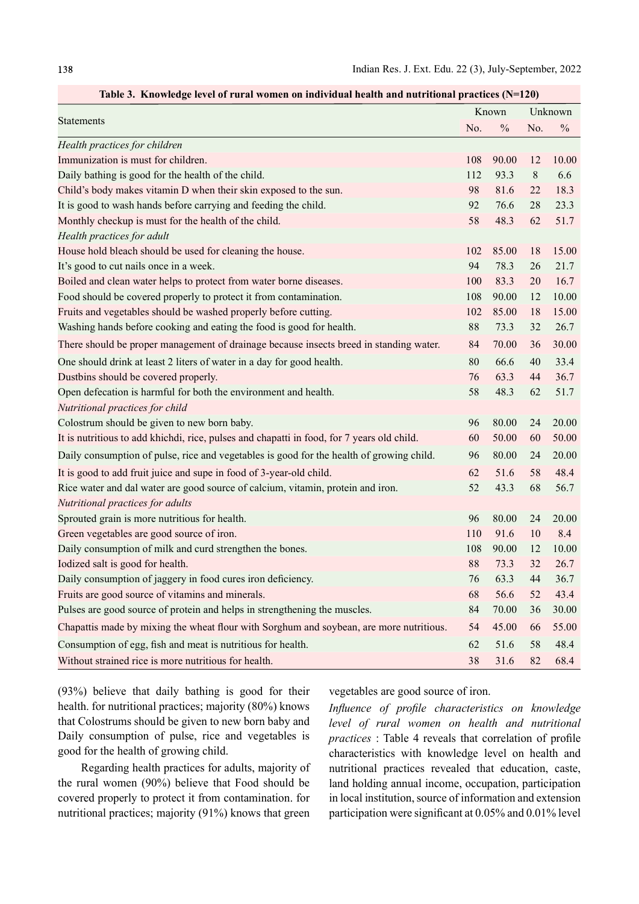**Table 3. Knowledge level of rural women on individual health and nutritional practices (N=120)**

| Statements | Known | | Unknown | |
|---|---|---|---|---|
| | No. | % | No. | % |
| *Health practices for children* | | | | |
| Immunization is must for children. | 108 | 90.00 | 12 | 10.00 |
| Daily bathing is good for the health of the child. | 112 | 93.3 | 8 | 6.6 |
| Child's body makes vitamin D when their skin exposed to the sun. | 98 | 81.6 | 22 | 18.3 |
| It is good to wash hands before carrying and feeding the child. | 92 | 76.6 | 28 | 23.3 |
| Monthly checkup is must for the health of the child. | 58 | 48.3 | 62 | 51.7 |
| *Health practices for adult* | | | | |
| House hold bleach should be used for cleaning the house. | 102 | 85.00 | 18 | 15.00 |
| It's good to cut nails once in a week. | 94 | 78.3 | 26 | 21.7 |
| Boiled and clean water helps to protect from water borne diseases. | 100 | 83.3 | 20 | 16.7 |
| Food should be covered properly to protect it from contamination. | 108 | 90.00 | 12 | 10.00 |
| Fruits and vegetables should be washed properly before cutting. | 102 | 85.00 | 18 | 15.00 |
| Washing hands before cooking and eating the food is good for health. | 88 | 73.3 | 32 | 26.7 |
| There should be proper management of drainage because insects breed in standing water. | 84 | 70.00 | 36 | 30.00 |
| One should drink at least 2 liters of water in a day for good health. | 80 | 66.6 | 40 | 33.4 |
| Dustbins should be covered properly. | 76 | 63.3 | 44 | 36.7 |
| Open defecation is harmful for both the environment and health. | 58 | 48.3 | 62 | 51.7 |
| *Nutritional practices for child* | | | | |
| Colostrum should be given to new born baby. | 96 | 80.00 | 24 | 20.00 |
| It is nutritious to add khichdi, rice, pulses and chapatti in food, for 7 years old child. | 60 | 50.00 | 60 | 50.00 |
| Daily consumption of pulse, rice and vegetables is good for the health of growing child. | 96 | 80.00 | 24 | 20.00 |
| It is good to add fruit juice and supe in food of 3-year-old child. | 62 | 51.6 | 58 | 48.4 |
| Rice water and dal water are good source of calcium, vitamin, protein and iron. | 52 | 43.3 | 68 | 56.7 |
| *Nutritional practices for adults* | | | | |
| Sprouted grain is more nutritious for health. | 96 | 80.00 | 24 | 20.00 |
| Green vegetables are good source of iron. | 110 | 91.6 | 10 | 8.4 |
| Daily consumption of milk and curd strengthen the bones. | 108 | 90.00 | 12 | 10.00 |
| Iodized salt is good for health. | 88 | 73.3 | 32 | 26.7 |
| Daily consumption of jaggery in food cures iron deficiency. | 76 | 63.3 | 44 | 36.7 |
| Fruits are good source of vitamins and minerals. | 68 | 56.6 | 52 | 43.4 |
| Pulses are good source of protein and helps in strengthening the muscles. | 84 | 70.00 | 36 | 30.00 |
| Chapattis made by mixing the wheat flour with Sorghum and soybean, are more nutritious. | 54 | 45.00 | 66 | 55.00 |
| Consumption of egg, fish and meat is nutritious for health. | 62 | 51.6 | 58 | 48.4 |
| Without strained rice is more nutritious for health. | 38 | 31.6 | 82 | 68.4 |

(93%) believe that daily bathing is good for their health. for nutritional practices; majority (80%) knows that Colostrums should be given to new born baby and Daily consumption of pulse, rice and vegetables is good for the health of growing child.

Regarding health practices for adults, majority of the rural women (90%) believe that Food should be covered properly to protect it from contamination. for nutritional practices; majority (91%) knows that green vegetables are good source of iron.

*Influence of profile characteristics on knowledge level of rural women on health and nutritional practices* : Table 4 reveals that correlation of profile characteristics with knowledge level on health and nutritional practices revealed that education, caste, land holding annual income, occupation, participation in local institution, source of information and extension participation were significant at 0.05% and 0.01% level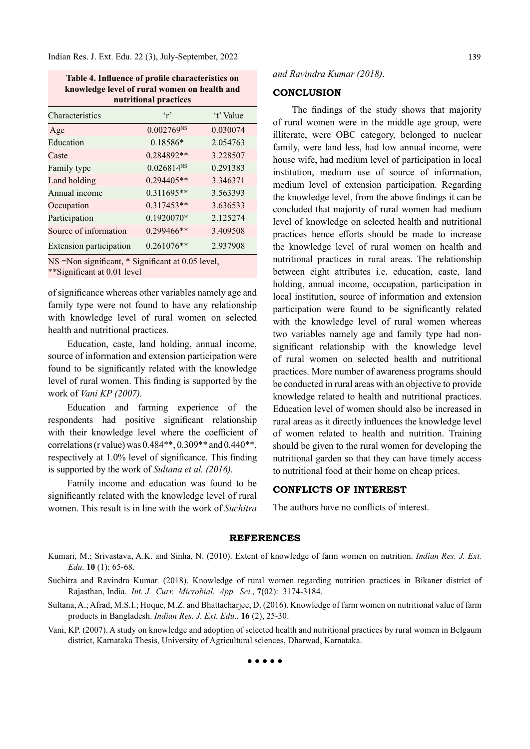**Table 4. Influence of profile characteristics on knowledge level of rural women on health and nutritional practices**

| Characteristics | 'r' | 't' Value |
|---|---|---|
| Age | $0.002769^{NS}$ | 0.030074 |
| Education | 0.18586* | 2.054763 |
| Caste | 0.284892** | 3.228507 |
| Family type | $0.026814^{NS}$ | 0.291383 |
| Land holding | 0.294405** | 3.346371 |
| Annual income | 0.311695** | 3.563393 |
| Occupation | 0.317453** | 3.636533 |
| Participation | 0.1920070* | 2.125274 |
| Source of information | 0.299466** | 3.409508 |
| Extension participation | 0.261076** | 2.937908 |

NS =Non significant, * Significant at 0.05 level, **Significant at 0.01 level

of significance whereas other variables namely age and family type were not found to have any relationship with knowledge level of rural women on selected health and nutritional practices.

Education, caste, land holding, annual income, source of information and extension participation were found to be significantly related with the knowledge level of rural women. This finding is supported by the work of *Vani KP (2007).*

Education and farming experience of the respondents had positive significant relationship with their knowledge level where the coefficient of correlations (r value) was 0.484**, 0.309** and 0.440**, respectively at 1.0% level of significance. This finding is supported by the work of *Sultana et al. (2016).*

Family income and education was found to be significantly related with the knowledge level of rural women. This result is in line with the work of *Suchitra and Ravindra Kumar (2018)*.

## CONCLUSION

The findings of the study shows that majority of rural women were in the middle age group, were illiterate, were OBC category, belonged to nuclear family, were land less, had low annual income, were house wife, had medium level of participation in local institution, medium use of source of information, medium level of extension participation. Regarding the knowledge level, from the above findings it can be concluded that majority of rural women had medium level of knowledge on selected health and nutritional practices hence efforts should be made to increase the knowledge level of rural women on health and nutritional practices in rural areas. The relationship between eight attributes i.e. education, caste, land holding, annual income, occupation, participation in local institution, source of information and extension participation were found to be significantly related with the knowledge level of rural women whereas two variables namely age and family type had non-significant relationship with the knowledge level of rural women on selected health and nutritional practices. More number of awareness programs should be conducted in rural areas with an objective to provide knowledge related to health and nutritional practices. Education level of women should also be increased in rural areas as it directly influences the knowledge level of women related to health and nutrition. Training should be given to the rural women for developing the nutritional garden so that they can have timely access to nutritional food at their home on cheap prices.

## CONFLICTS OF INTEREST

The authors have no conflicts of interest.

## REFERENCES

Kumari, M.; Srivastava, A.K. and Sinha, N. (2010). Extent of knowledge of farm women on nutrition. *Indian Res. J. Ext. Edu.* **10** (1): 65-68.

Suchitra and Ravindra Kumar. (2018). Knowledge of rural women regarding nutrition practices in Bikaner district of Rajasthan, India. *Int. J. Curr. Microbial. App. Sci.,* **7**(02): 3174-3184.

Sultana, A.; Afrad, M.S.I.; Hoque, M.Z. and Bhattacharjee, D. (2016). Knowledge of farm women on nutritional value of farm products in Bangladesh. *Indian Res. J. Ext. Edu*., **16** (2), 25-30.

Vani, KP. (2007). A study on knowledge and adoption of selected health and nutritional practices by rural women in Belgaum district, Karnataka Thesis, University of Agricultural sciences, Dharwad, Karnataka.

• • • • •